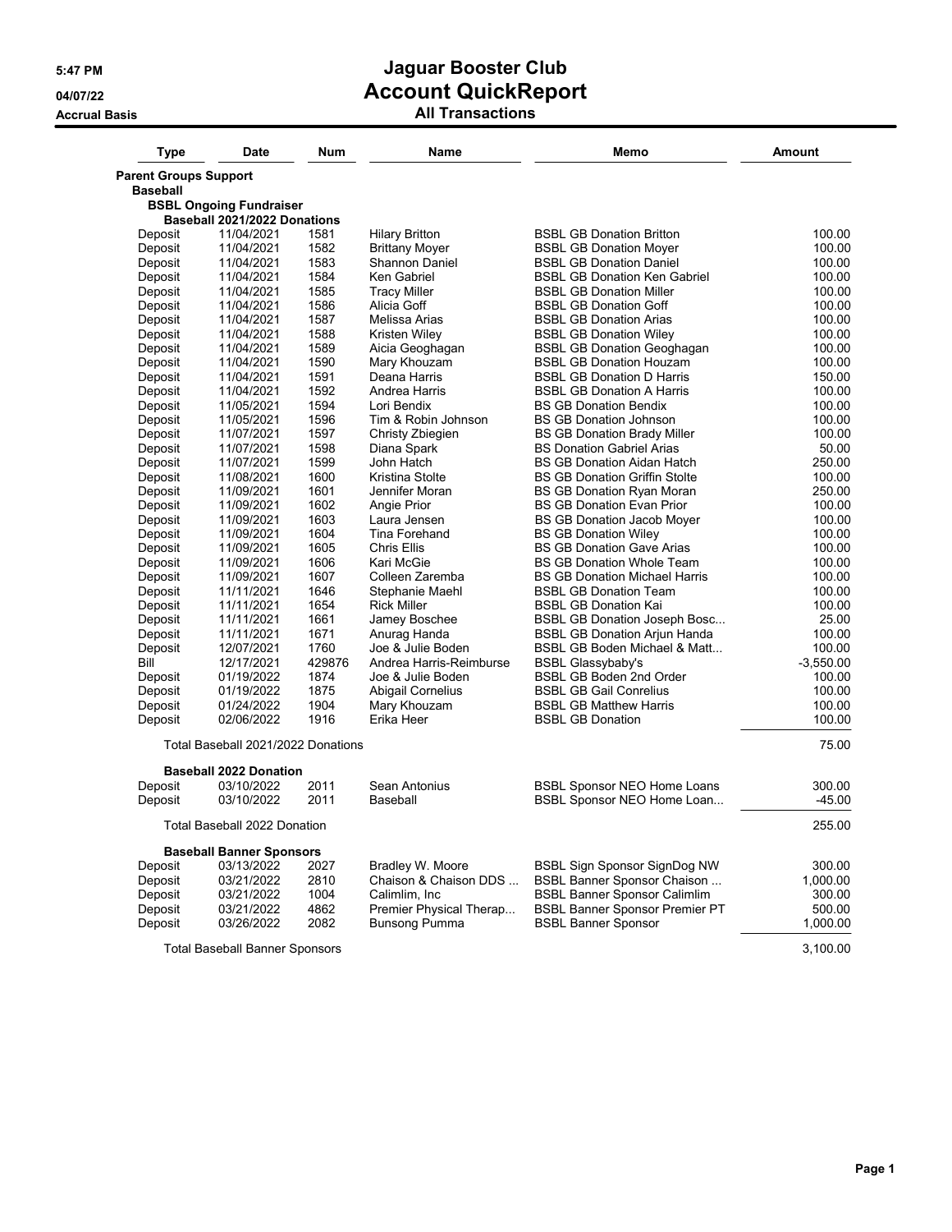# Jaguar Booster Club

## Account QuickReport

### All Transactions

5:47 PM
04/07/22
Accrual Basis

| Type | Date | Num | Name | Memo | Amount |
|---|---|---|---|---|---|
| **Parent Groups Support** | | | | | |
| **Baseball** | | | | | |
| **BSBL Ongoing Fundraiser** | | | | | |
| **Baseball 2021/2022 Donations** | | | | | |
| Deposit | 11/04/2021 | 1581 | Hilary Britton | BSBL GB Donation Britton | 100.00 |
| Deposit | 11/04/2021 | 1582 | Brittany Moyer | BSBL GB Donation Moyer | 100.00 |
| Deposit | 11/04/2021 | 1583 | Shannon Daniel | BSBL GB Donation Daniel | 100.00 |
| Deposit | 11/04/2021 | 1584 | Ken Gabriel | BSBL GB Donation Ken Gabriel | 100.00 |
| Deposit | 11/04/2021 | 1585 | Tracy Miller | BSBL GB Donation Miller | 100.00 |
| Deposit | 11/04/2021 | 1586 | Alicia Goff | BSBL GB Donation Goff | 100.00 |
| Deposit | 11/04/2021 | 1587 | Melissa Arias | BSBL GB Donation Arias | 100.00 |
| Deposit | 11/04/2021 | 1588 | Kristen Wiley | BSBL GB Donation Wiley | 100.00 |
| Deposit | 11/04/2021 | 1589 | Aicia Geoghagan | BSBL GB Donation Geoghagan | 100.00 |
| Deposit | 11/04/2021 | 1590 | Mary Khouzam | BSBL GB Donation Houzam | 100.00 |
| Deposit | 11/04/2021 | 1591 | Deana Harris | BSBL GB Donation D Harris | 150.00 |
| Deposit | 11/04/2021 | 1592 | Andrea Harris | BSBL GB Donation A Harris | 100.00 |
| Deposit | 11/05/2021 | 1594 | Lori Bendix | BS GB Donation Bendix | 100.00 |
| Deposit | 11/05/2021 | 1596 | Tim & Robin Johnson | BS GB Donation Johnson | 100.00 |
| Deposit | 11/07/2021 | 1597 | Christy Zbiegien | BS GB Donation Brady Miller | 100.00 |
| Deposit | 11/07/2021 | 1598 | Diana Spark | BS Donation Gabriel Arias | 50.00 |
| Deposit | 11/07/2021 | 1599 | John Hatch | BS GB Donation Aidan Hatch | 250.00 |
| Deposit | 11/08/2021 | 1600 | Kristina Stolte | BS GB Donation Griffin Stolte | 100.00 |
| Deposit | 11/09/2021 | 1601 | Jennifer Moran | BS GB Donation Ryan Moran | 250.00 |
| Deposit | 11/09/2021 | 1602 | Angie Prior | BS GB Donation Evan Prior | 100.00 |
| Deposit | 11/09/2021 | 1603 | Laura Jensen | BS GB Donation Jacob Moyer | 100.00 |
| Deposit | 11/09/2021 | 1604 | Tina Forehand | BS GB Donation Wiley | 100.00 |
| Deposit | 11/09/2021 | 1605 | Chris Ellis | BS GB Donation Gave Arias | 100.00 |
| Deposit | 11/09/2021 | 1606 | Kari McGie | BS GB Donation Whole Team | 100.00 |
| Deposit | 11/09/2021 | 1607 | Colleen Zaremba | BS GB Donation Michael Harris | 100.00 |
| Deposit | 11/11/2021 | 1646 | Stephanie Maehl | BSBL GB Donation Team | 100.00 |
| Deposit | 11/11/2021 | 1654 | Rick Miller | BSBL GB Donation Kai | 100.00 |
| Deposit | 11/11/2021 | 1661 | Jamey Boschee | BSBL GB Donation Joseph Bosc... | 25.00 |
| Deposit | 11/11/2021 | 1671 | Anurag Handa | BSBL GB Donation Arjun Handa | 100.00 |
| Deposit | 12/07/2021 | 1760 | Joe & Julie Boden | BSBL GB Boden Michael & Matt... | 100.00 |
| Bill | 12/17/2021 | 429876 | Andrea Harris-Reimburse | BSBL Glassybaby's | -3,550.00 |
| Deposit | 01/19/2022 | 1874 | Joe & Julie Boden | BSBL GB Boden 2nd Order | 100.00 |
| Deposit | 01/19/2022 | 1875 | Abigail Cornelius | BSBL GB Gail Conrelius | 100.00 |
| Deposit | 01/24/2022 | 1904 | Mary Khouzam | BSBL GB Matthew Harris | 100.00 |
| Deposit | 02/06/2022 | 1916 | Erika Heer | BSBL GB Donation | 100.00 |
| Total Baseball 2021/2022 Donations | | | | | 75.00 |
| **Baseball 2022 Donation** | | | | | |
| Deposit | 03/10/2022 | 2011 | Sean Antonius | BSBL Sponsor NEO Home Loans | 300.00 |
| Deposit | 03/10/2022 | 2011 | Baseball | BSBL Sponsor NEO Home Loan... | -45.00 |
| Total Baseball 2022 Donation | | | | | 255.00 |
| **Baseball Banner Sponsors** | | | | | |
| Deposit | 03/13/2022 | 2027 | Bradley W. Moore | BSBL Sign Sponsor SignDog NW | 300.00 |
| Deposit | 03/21/2022 | 2810 | Chaison & Chaison DDS ... | BSBL Banner Sponsor Chaison ... | 1,000.00 |
| Deposit | 03/21/2022 | 1004 | Calimlim, Inc | BSBL Banner Sponsor Calimlim | 300.00 |
| Deposit | 03/21/2022 | 4862 | Premier Physical Therap... | BSBL Banner Sponsor Premier PT | 500.00 |
| Deposit | 03/26/2022 | 2082 | Bunsong Pumma | BSBL Banner Sponsor | 1,000.00 |
| Total Baseball Banner Sponsors | | | | | 3,100.00 |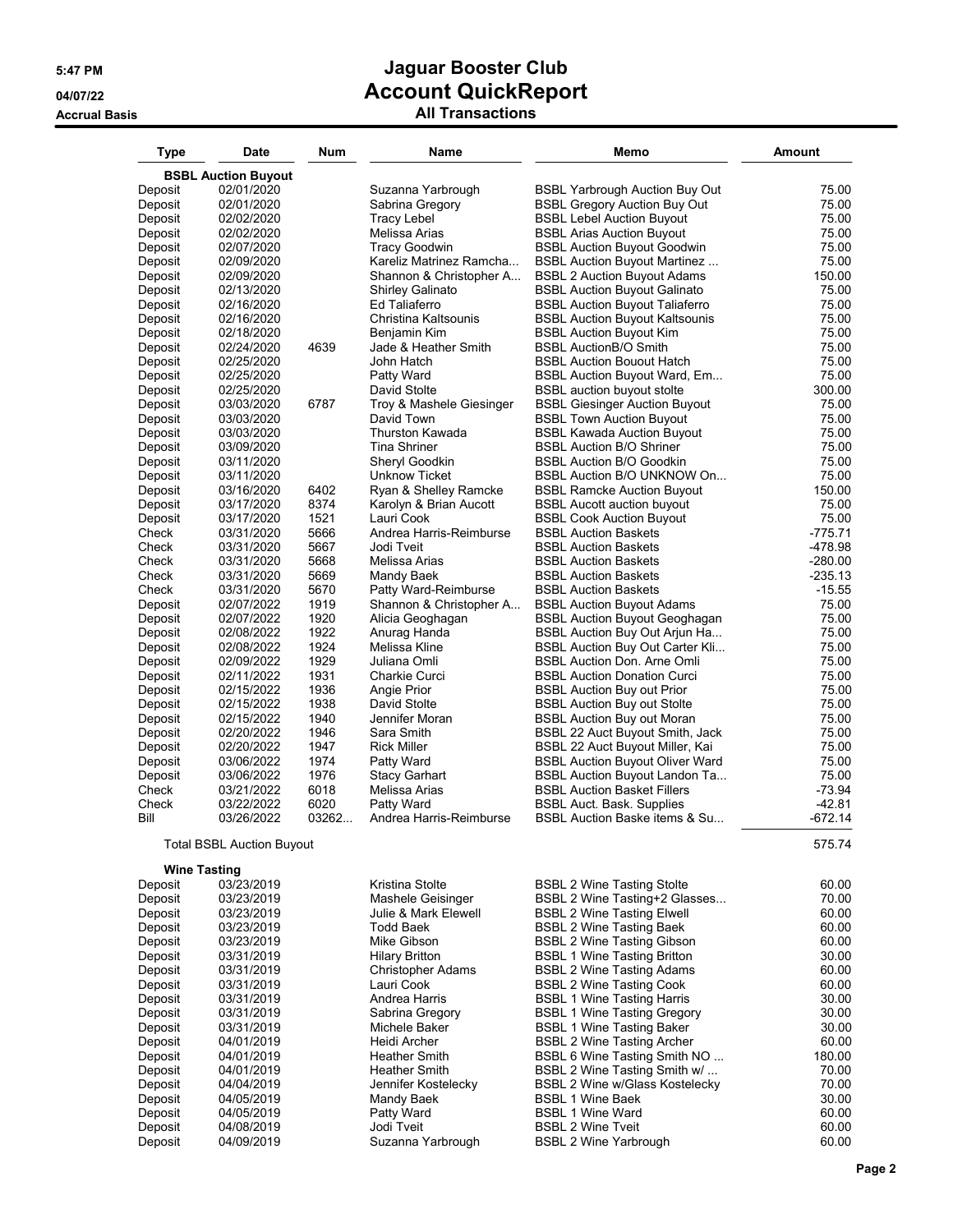# Jaguar Booster Club

## Account QuickReport

### All Transactions

5:47 PM
04/07/22
Accrual Basis

| Type | Date | Num | Name | Memo | Amount |
|---|---|---|---|---|---|
| **BSBL Auction Buyout** | | | | | |
| Deposit | 02/01/2020 | | Suzanna Yarbrough | BSBL Yarbrough Auction Buy Out | 75.00 |
| Deposit | 02/01/2020 | | Sabrina Gregory | BSBL Gregory Auction Buy Out | 75.00 |
| Deposit | 02/02/2020 | | Tracy Lebel | BSBL Lebel Auction Buyout | 75.00 |
| Deposit | 02/02/2020 | | Melissa Arias | BSBL Arias Auction Buyout | 75.00 |
| Deposit | 02/07/2020 | | Tracy Goodwin | BSBL Auction Buyout Goodwin | 75.00 |
| Deposit | 02/09/2020 | | Kareliz Matrinez Ramcha... | BSBL Auction Buyout Martinez ... | 75.00 |
| Deposit | 02/09/2020 | | Shannon & Christopher A... | BSBL 2 Auction Buyout Adams | 150.00 |
| Deposit | 02/13/2020 | | Shirley Galinato | BSBL Auction Buyout Galinato | 75.00 |
| Deposit | 02/16/2020 | | Ed Taliaferro | BSBL Auction Buyout Taliaferro | 75.00 |
| Deposit | 02/16/2020 | | Christina Kaltsounis | BSBL Auction Buyout Kaltsounis | 75.00 |
| Deposit | 02/18/2020 | | Benjamin Kim | BSBL Auction Buyout Kim | 75.00 |
| Deposit | 02/24/2020 | 4639 | Jade & Heather Smith | BSBL AuctionB/O Smith | 75.00 |
| Deposit | 02/25/2020 | | John Hatch | BSBL Auction Bouout Hatch | 75.00 |
| Deposit | 02/25/2020 | | Patty Ward | BSBL Auction Buyout Ward, Em... | 75.00 |
| Deposit | 02/25/2020 | | David Stolte | BSBL auction buyout stolte | 300.00 |
| Deposit | 03/03/2020 | 6787 | Troy & Mashele Giesinger | BSBL Giesinger Auction Buyout | 75.00 |
| Deposit | 03/03/2020 | | David Town | BSBL Town Auction Buyout | 75.00 |
| Deposit | 03/03/2020 | | Thurston Kawada | BSBL Kawada Auction Buyout | 75.00 |
| Deposit | 03/09/2020 | | Tina Shriner | BSBL Auction B/O Shriner | 75.00 |
| Deposit | 03/11/2020 | | Sheryl Goodkin | BSBL Auction B/O Goodkin | 75.00 |
| Deposit | 03/11/2020 | | Unknow Ticket | BSBL Auction B/O UNKNOW On... | 75.00 |
| Deposit | 03/16/2020 | 6402 | Ryan & Shelley Ramcke | BSBL Ramcke Auction Buyout | 150.00 |
| Deposit | 03/17/2020 | 8374 | Karolyn & Brian Aucott | BSBL Aucott auction buyout | 75.00 |
| Deposit | 03/17/2020 | 1521 | Lauri Cook | BSBL Cook Auction Buyout | 75.00 |
| Check | 03/31/2020 | 5666 | Andrea Harris-Reimburse | BSBL Auction Baskets | -775.71 |
| Check | 03/31/2020 | 5667 | Jodi Tveit | BSBL Auction Baskets | -478.98 |
| Check | 03/31/2020 | 5668 | Melissa Arias | BSBL Auction Baskets | -280.00 |
| Check | 03/31/2020 | 5669 | Mandy Baek | BSBL Auction Baskets | -235.13 |
| Check | 03/31/2020 | 5670 | Patty Ward-Reimburse | BSBL Auction Baskets | -15.55 |
| Deposit | 02/07/2022 | 1919 | Shannon & Christopher A... | BSBL Auction Buyout Adams | 75.00 |
| Deposit | 02/07/2022 | 1920 | Alicia Geoghagan | BSBL Auction Buyout Geoghagan | 75.00 |
| Deposit | 02/08/2022 | 1922 | Anurag Handa | BSBL Auction Buy Out Arjun Ha... | 75.00 |
| Deposit | 02/08/2022 | 1924 | Melissa Kline | BSBL Auction Buy Out Carter Kli... | 75.00 |
| Deposit | 02/09/2022 | 1929 | Juliana Omli | BSBL Auction Don. Arne Omli | 75.00 |
| Deposit | 02/11/2022 | 1931 | Charkie Curci | BSBL Auction Donation Curci | 75.00 |
| Deposit | 02/15/2022 | 1936 | Angie Prior | BSBL Auction Buy out Prior | 75.00 |
| Deposit | 02/15/2022 | 1938 | David Stolte | BSBL Auction Buy out Stolte | 75.00 |
| Deposit | 02/15/2022 | 1940 | Jennifer Moran | BSBL Auction Buy out Moran | 75.00 |
| Deposit | 02/20/2022 | 1946 | Sara Smith | BSBL 22 Auct Buyout Smith, Jack | 75.00 |
| Deposit | 02/20/2022 | 1947 | Rick Miller | BSBL 22 Auct Buyout Miller, Kai | 75.00 |
| Deposit | 03/06/2022 | 1974 | Patty Ward | BSBL Auction Buyout Oliver Ward | 75.00 |
| Deposit | 03/06/2022 | 1976 | Stacy Garhart | BSBL Auction Buyout Landon Ta... | 75.00 |
| Check | 03/21/2022 | 6018 | Melissa Arias | BSBL Auction Basket Fillers | -73.94 |
| Check | 03/22/2022 | 6020 | Patty Ward | BSBL Auct. Bask. Supplies | -42.81 |
| Bill | 03/26/2022 | 03262... | Andrea Harris-Reimburse | BSBL Auction Baske items & Su... | -672.14 |
| **Total BSBL Auction Buyout** | | | | | 575.74 |
| **Wine Tasting** | | | | | |
| Deposit | 03/23/2019 | | Kristina Stolte | BSBL 2 Wine Tasting Stolte | 60.00 |
| Deposit | 03/23/2019 | | Mashele Geisinger | BSBL 2 Wine Tasting+2 Glasses... | 70.00 |
| Deposit | 03/23/2019 | | Julie & Mark Elewell | BSBL 2 Wine Tasting Elwell | 60.00 |
| Deposit | 03/23/2019 | | Todd Baek | BSBL 2 Wine Tasting Baek | 60.00 |
| Deposit | 03/23/2019 | | Mike Gibson | BSBL 2 Wine Tasting Gibson | 60.00 |
| Deposit | 03/31/2019 | | Hilary Britton | BSBL 1 Wine Tasting Britton | 30.00 |
| Deposit | 03/31/2019 | | Christopher Adams | BSBL 2 Wine Tasting Adams | 60.00 |
| Deposit | 03/31/2019 | | Lauri Cook | BSBL 2 Wine Tasting Cook | 60.00 |
| Deposit | 03/31/2019 | | Andrea Harris | BSBL 1 Wine Tasting Harris | 30.00 |
| Deposit | 03/31/2019 | | Sabrina Gregory | BSBL 1 Wine Tasting Gregory | 30.00 |
| Deposit | 03/31/2019 | | Michele Baker | BSBL 1 Wine Tasting Baker | 30.00 |
| Deposit | 04/01/2019 | | Heidi Archer | BSBL 2 Wine Tasting Archer | 60.00 |
| Deposit | 04/01/2019 | | Heather Smith | BSBL 6 Wine Tasting Smith NO ... | 180.00 |
| Deposit | 04/01/2019 | | Heather Smith | BSBL 2 Wine Tasting Smith w/ ... | 70.00 |
| Deposit | 04/04/2019 | | Jennifer Kostelecky | BSBL 2 Wine w/Glass Kostelecky | 70.00 |
| Deposit | 04/05/2019 | | Mandy Baek | BSBL 1 Wine Baek | 30.00 |
| Deposit | 04/05/2019 | | Patty Ward | BSBL 1 Wine Ward | 60.00 |
| Deposit | 04/08/2019 | | Jodi Tveit | BSBL 2 Wine Tveit | 60.00 |
| Deposit | 04/09/2019 | | Suzanna Yarbrough | BSBL 2 Wine Yarbrough | 60.00 |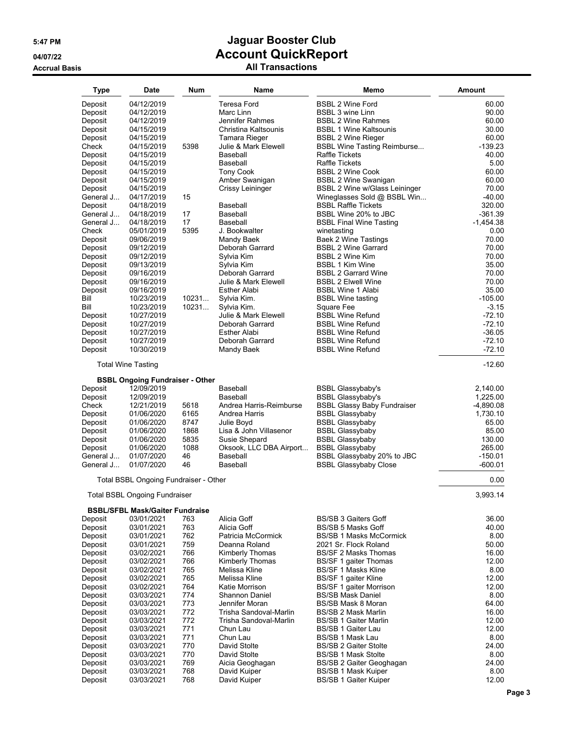# Jaguar Booster Club

## Account QuickReport

### All Transactions

5:47 PM
04/07/22
Accrual Basis

| Type | Date | Num | Name | Memo | Amount |
|---|---|---|---|---|---|
| Deposit | 04/12/2019 | | Teresa Ford | BSBL 2 Wine Ford | 60.00 |
| Deposit | 04/12/2019 | | Marc Linn | BSBL 3 wine Linn | 90.00 |
| Deposit | 04/12/2019 | | Jennifer Rahmes | BSBL 2 Wine Rahmes | 60.00 |
| Deposit | 04/15/2019 | | Christina Kaltsounis | BSBL 1 Wine Kaltsounis | 30.00 |
| Deposit | 04/15/2019 | | Tamara Rieger | BSBL 2 Wine Rieger | 60.00 |
| Check | 04/15/2019 | 5398 | Julie & Mark Elewell | BSBL Wine Tasting Reimburse... | -139.23 |
| Deposit | 04/15/2019 | | Baseball | Raffle Tickets | 40.00 |
| Deposit | 04/15/2019 | | Baseball | Raffle Tickets | 5.00 |
| Deposit | 04/15/2019 | | Tony Cook | BSBL 2 Wine Cook | 60.00 |
| Deposit | 04/15/2019 | | Amber Swanigan | BSBL 2 Wine Swanigan | 60.00 |
| Deposit | 04/15/2019 | | Crissy Leininger | BSBL 2 Wine w/Glass Leininger | 70.00 |
| General J... | 04/17/2019 | 15 | | Wineglasses Sold @ BSBL Win... | -40.00 |
| Deposit | 04/18/2019 | | Baseball | BSBL Raffle Tickets | 320.00 |
| General J... | 04/18/2019 | 17 | Baseball | BSBL Wine 20% to JBC | -361.39 |
| General J... | 04/18/2019 | 17 | Baseball | BSBL Final Wine Tasting | -1,454.38 |
| Check | 05/01/2019 | 5395 | J. Bookwalter | winetasting | 0.00 |
| Deposit | 09/06/2019 | | Mandy Baek | Baek 2 Wine Tastings | 70.00 |
| Deposit | 09/12/2019 | | Deborah Garrard | BSBL 2 Wine Garrard | 70.00 |
| Deposit | 09/12/2019 | | Sylvia Kim | BSBL 2 Wine Kim | 70.00 |
| Deposit | 09/13/2019 | | Sylvia Kim | BSBL 1 Kim Wine | 35.00 |
| Deposit | 09/16/2019 | | Deborah Garrard | BSBL 2 Garrard Wine | 70.00 |
| Deposit | 09/16/2019 | | Julie & Mark Elewell | BSBL 2 Elwell Wine | 70.00 |
| Deposit | 09/16/2019 | | Esther Alabi | BSBL Wine 1 Alabi | 35.00 |
| Bill | 10/23/2019 | 10231... | Sylvia Kim. | BSBL Wine tasting | -105.00 |
| Bill | 10/23/2019 | 10231... | Sylvia Kim. | Square Fee | -3.15 |
| Deposit | 10/27/2019 | | Julie & Mark Elewell | BSBL Wine Refund | -72.10 |
| Deposit | 10/27/2019 | | Deborah Garrard | BSBL Wine Refund | -72.10 |
| Deposit | 10/27/2019 | | Esther Alabi | BSBL Wine Refund | -36.05 |
| Deposit | 10/27/2019 | | Deborah Garrard | BSBL Wine Refund | -72.10 |
| Deposit | 10/30/2019 | | Mandy Baek | BSBL Wine Refund | -72.10 |
| **Total Wine Tasting** | | | | | -12.60 |
| **BSBL Ongoing Fundraiser - Other** | | | | | |
| Deposit | 12/09/2019 | | Baseball | BSBL Glassybaby's | 2,140.00 |
| Deposit | 12/09/2019 | | Baseball | BSBL Glassybaby's | 1,225.00 |
| Check | 12/21/2019 | 5618 | Andrea Harris-Reimburse | BSBL Glassy Baby Fundraiser | -4,890.08 |
| Deposit | 01/06/2020 | 6165 | Andrea Harris | BSBL Glassybaby | 1,730.10 |
| Deposit | 01/06/2020 | 8747 | Julie Boyd | BSBL Glassybaby | 65.00 |
| Deposit | 01/06/2020 | 1868 | Lisa & John Villasenor | BSBL Glassybaby | 85.00 |
| Deposit | 01/06/2020 | 5835 | Susie Shepard | BSBL Glassybaby | 130.00 |
| Deposit | 01/06/2020 | 1088 | Oksook, LLC DBA Airport... | BSBL Glassybaby | 265.00 |
| General J... | 01/07/2020 | 46 | Baseball | BSBL Glassybaby 20% to JBC | -150.01 |
| General J... | 01/07/2020 | 46 | Baseball | BSBL Glassybaby Close | -600.01 |
| **Total BSBL Ongoing Fundraiser - Other** | | | | | 0.00 |
| **Total BSBL Ongoing Fundraiser** | | | | | 3,993.14 |
| **BSBL/SFBL Mask/Gaiter Fundraise** | | | | | |
| Deposit | 03/01/2021 | 763 | Alicia Goff | BS/SB 3 Gaiters Goff | 36.00 |
| Deposit | 03/01/2021 | 763 | Alicia Goff | BS/SB 5 Masks Goff | 40.00 |
| Deposit | 03/01/2021 | 762 | Patricia McCormick | BS/SB 1 Masks McCormick | 8.00 |
| Deposit | 03/01/2021 | 759 | Deanna Roland | 2021 Sr. Flock Roland | 50.00 |
| Deposit | 03/02/2021 | 766 | Kimberly Thomas | BS/SF 2 Masks Thomas | 16.00 |
| Deposit | 03/02/2021 | 766 | Kimberly Thomas | BS/SF 1 gaiter Thomas | 12.00 |
| Deposit | 03/02/2021 | 765 | Melissa Kline | BS/SF 1 Masks Kline | 8.00 |
| Deposit | 03/02/2021 | 765 | Melissa Kline | BS/SF 1 gaiter Kline | 12.00 |
| Deposit | 03/02/2021 | 764 | Katie Morrison | BS/SF 1 gaiter Morrison | 12.00 |
| Deposit | 03/03/2021 | 774 | Shannon Daniel | BS/SB Mask Daniel | 8.00 |
| Deposit | 03/03/2021 | 773 | Jennifer Moran | BS/SB Mask 8 Moran | 64.00 |
| Deposit | 03/03/2021 | 772 | Trisha Sandoval-Marlin | BS/SB 2 Mask Marlin | 16.00 |
| Deposit | 03/03/2021 | 772 | Trisha Sandoval-Marlin | BS/SB 1 Gaiter Marlin | 12.00 |
| Deposit | 03/03/2021 | 771 | Chun Lau | BS/SB 1 Gaiter Lau | 12.00 |
| Deposit | 03/03/2021 | 771 | Chun Lau | BS/SB 1 Mask Lau | 8.00 |
| Deposit | 03/03/2021 | 770 | David Stolte | BS/SB 2 Gaiter Stolte | 24.00 |
| Deposit | 03/03/2021 | 770 | David Stolte | BS/SB 1 Mask Stolte | 8.00 |
| Deposit | 03/03/2021 | 769 | Aicia Geoghagan | BS/SB 2 Gaiter Geoghagan | 24.00 |
| Deposit | 03/03/2021 | 768 | David Kuiper | BS/SB 1 Mask Kuiper | 8.00 |
| Deposit | 03/03/2021 | 768 | David Kuiper | BS/SB 1 Gaiter Kuiper | 12.00 |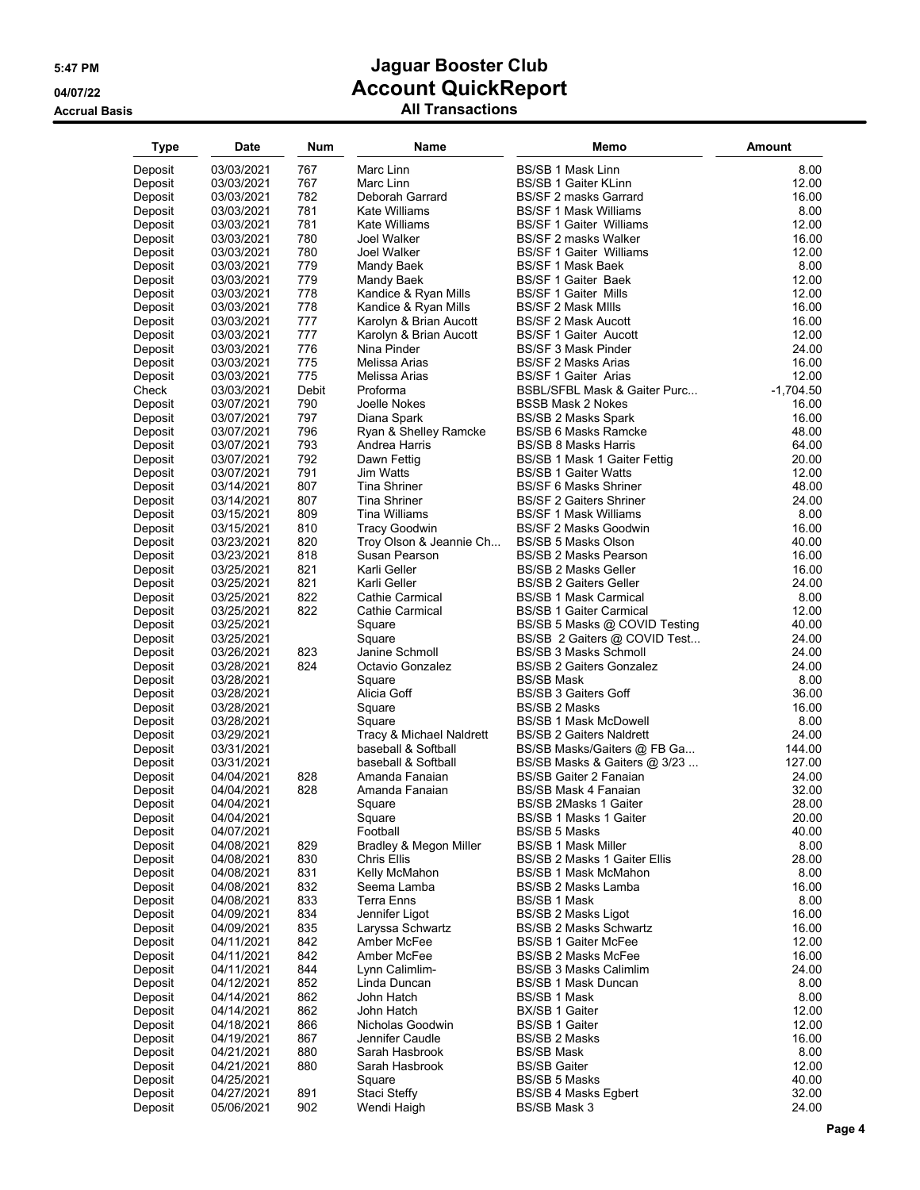# Jaguar Booster Club

## Account QuickReport

### All Transactions

5:47 PM
04/07/22
Accrual Basis

| Type | Date | Num | Name | Memo | Amount |
|---|---|---|---|---|---|
| Deposit | 03/03/2021 | 767 | Marc Linn | BS/SB 1 Mask Linn | 8.00 |
| Deposit | 03/03/2021 | 767 | Marc Linn | BS/SB 1 Gaiter KLinn | 12.00 |
| Deposit | 03/03/2021 | 782 | Deborah Garrard | BS/SF 2 masks Garrard | 16.00 |
| Deposit | 03/03/2021 | 781 | Kate Williams | BS/SF 1 Mask Williams | 8.00 |
| Deposit | 03/03/2021 | 781 | Kate Williams | BS/SF 1 Gaiter Williams | 12.00 |
| Deposit | 03/03/2021 | 780 | Joel Walker | BS/SF 2 masks Walker | 16.00 |
| Deposit | 03/03/2021 | 780 | Joel Walker | BS/SF 1 Gaiter Williams | 12.00 |
| Deposit | 03/03/2021 | 779 | Mandy Baek | BS/SF 1 Mask Baek | 8.00 |
| Deposit | 03/03/2021 | 779 | Mandy Baek | BS/SF 1 Gaiter Baek | 12.00 |
| Deposit | 03/03/2021 | 778 | Kandice & Ryan Mills | BS/SF 1 Gaiter Mills | 12.00 |
| Deposit | 03/03/2021 | 778 | Kandice & Ryan Mills | BS/SF 2 Mask MIlls | 16.00 |
| Deposit | 03/03/2021 | 777 | Karolyn & Brian Aucott | BS/SF 2 Mask Aucott | 16.00 |
| Deposit | 03/03/2021 | 777 | Karolyn & Brian Aucott | BS/SF 1 Gaiter Aucott | 12.00 |
| Deposit | 03/03/2021 | 776 | Nina Pinder | BS/SF 3 Mask Pinder | 24.00 |
| Deposit | 03/03/2021 | 775 | Melissa Arias | BS/SF 2 Masks Arias | 16.00 |
| Deposit | 03/03/2021 | 775 | Melissa Arias | BS/SF 1 Gaiter Arias | 12.00 |
| Check | 03/03/2021 | Debit | Proforma | BSBL/SFBL Mask & Gaiter Purc... | -1,704.50 |
| Deposit | 03/07/2021 | 790 | Joelle Nokes | BSSB Mask 2 Nokes | 16.00 |
| Deposit | 03/07/2021 | 797 | Diana Spark | BS/SB 2 Masks Spark | 16.00 |
| Deposit | 03/07/2021 | 796 | Ryan & Shelley Ramcke | BS/SB 6 Masks Ramcke | 48.00 |
| Deposit | 03/07/2021 | 793 | Andrea Harris | BS/SB 8 Masks Harris | 64.00 |
| Deposit | 03/07/2021 | 792 | Dawn Fettig | BS/SB 1 Mask 1 Gaiter Fettig | 20.00 |
| Deposit | 03/07/2021 | 791 | Jim Watts | BS/SB 1 Gaiter Watts | 12.00 |
| Deposit | 03/14/2021 | 807 | Tina Shriner | BS/SF 6 Masks Shriner | 48.00 |
| Deposit | 03/14/2021 | 807 | Tina Shriner | BS/SF 2 Gaiters Shriner | 24.00 |
| Deposit | 03/15/2021 | 809 | Tina Williams | BS/SF 1 Mask Williams | 8.00 |
| Deposit | 03/15/2021 | 810 | Tracy Goodwin | BS/SF 2 Masks Goodwin | 16.00 |
| Deposit | 03/23/2021 | 820 | Troy Olson & Jeannie Ch... | BS/SB 5 Masks Olson | 40.00 |
| Deposit | 03/23/2021 | 818 | Susan Pearson | BS/SB 2 Masks Pearson | 16.00 |
| Deposit | 03/25/2021 | 821 | Karli Geller | BS/SB 2 Masks Geller | 16.00 |
| Deposit | 03/25/2021 | 821 | Karli Geller | BS/SB 2 Gaiters Geller | 24.00 |
| Deposit | 03/25/2021 | 822 | Cathie Carmical | BS/SB 1 Mask Carmical | 8.00 |
| Deposit | 03/25/2021 | 822 | Cathie Carmical | BS/SB 1 Gaiter Carmical | 12.00 |
| Deposit | 03/25/2021 | | Square | BS/SB 5 Masks @ COVID Testing | 40.00 |
| Deposit | 03/25/2021 | | Square | BS/SB 2 Gaiters @ COVID Test... | 24.00 |
| Deposit | 03/26/2021 | 823 | Janine Schmoll | BS/SB 3 Masks Schmoll | 24.00 |
| Deposit | 03/28/2021 | 824 | Octavio Gonzalez | BS/SB 2 Gaiters Gonzalez | 24.00 |
| Deposit | 03/28/2021 | | Square | BS/SB Mask | 8.00 |
| Deposit | 03/28/2021 | | Alicia Goff | BS/SB 3 Gaiters Goff | 36.00 |
| Deposit | 03/28/2021 | | Square | BS/SB 2 Masks | 16.00 |
| Deposit | 03/28/2021 | | Square | BS/SB 1 Mask McDowell | 8.00 |
| Deposit | 03/29/2021 | | Tracy & Michael Naldrett | BS/SB 2 Gaiters Naldrett | 24.00 |
| Deposit | 03/31/2021 | | baseball & Softball | BS/SB Masks/Gaiters @ FB Ga... | 144.00 |
| Deposit | 03/31/2021 | | baseball & Softball | BS/SB Masks & Gaiters @ 3/23 ... | 127.00 |
| Deposit | 04/04/2021 | 828 | Amanda Fanaian | BS/SB Gaiter 2 Fanaian | 24.00 |
| Deposit | 04/04/2021 | 828 | Amanda Fanaian | BS/SB Mask 4 Fanaian | 32.00 |
| Deposit | 04/04/2021 | | Square | BS/SB 2Masks 1 Gaiter | 28.00 |
| Deposit | 04/04/2021 | | Square | BS/SB 1 Masks 1 Gaiter | 20.00 |
| Deposit | 04/07/2021 | | Football | BS/SB 5 Masks | 40.00 |
| Deposit | 04/08/2021 | 829 | Bradley & Megon Miller | BS/SB 1 Mask Miller | 8.00 |
| Deposit | 04/08/2021 | 830 | Chris Ellis | BS/SB 2 Masks 1 Gaiter Ellis | 28.00 |
| Deposit | 04/08/2021 | 831 | Kelly McMahon | BS/SB 1 Mask McMahon | 8.00 |
| Deposit | 04/08/2021 | 832 | Seema Lamba | BS/SB 2 Masks Lamba | 16.00 |
| Deposit | 04/08/2021 | 833 | Terra Enns | BS/SB 1 Mask | 8.00 |
| Deposit | 04/09/2021 | 834 | Jennifer Ligot | BS/SB 2 Masks Ligot | 16.00 |
| Deposit | 04/09/2021 | 835 | Laryssa Schwartz | BS/SB 2 Masks Schwartz | 16.00 |
| Deposit | 04/11/2021 | 842 | Amber McFee | BS/SB 1 Gaiter McFee | 12.00 |
| Deposit | 04/11/2021 | 842 | Amber McFee | BS/SB 2 Masks McFee | 16.00 |
| Deposit | 04/11/2021 | 844 | Lynn Calimlim- | BS/SB 3 Masks Calimlim | 24.00 |
| Deposit | 04/12/2021 | 852 | Linda Duncan | BS/SB 1 Mask Duncan | 8.00 |
| Deposit | 04/14/2021 | 862 | John Hatch | BS/SB 1 Mask | 8.00 |
| Deposit | 04/14/2021 | 862 | John Hatch | BX/SB 1 Gaiter | 12.00 |
| Deposit | 04/18/2021 | 866 | Nicholas Goodwin | BS/SB 1 Gaiter | 12.00 |
| Deposit | 04/19/2021 | 867 | Jennifer Caudle | BS/SB 2 Masks | 16.00 |
| Deposit | 04/21/2021 | 880 | Sarah Hasbrook | BS/SB Mask | 8.00 |
| Deposit | 04/21/2021 | 880 | Sarah Hasbrook | BS/SB Gaiter | 12.00 |
| Deposit | 04/25/2021 | | Square | BS/SB 5 Masks | 40.00 |
| Deposit | 04/27/2021 | 891 | Staci Steffy | BS/SB 4 Masks Egbert | 32.00 |
| Deposit | 05/06/2021 | 902 | Wendi Haigh | BS/SB Mask 3 | 24.00 |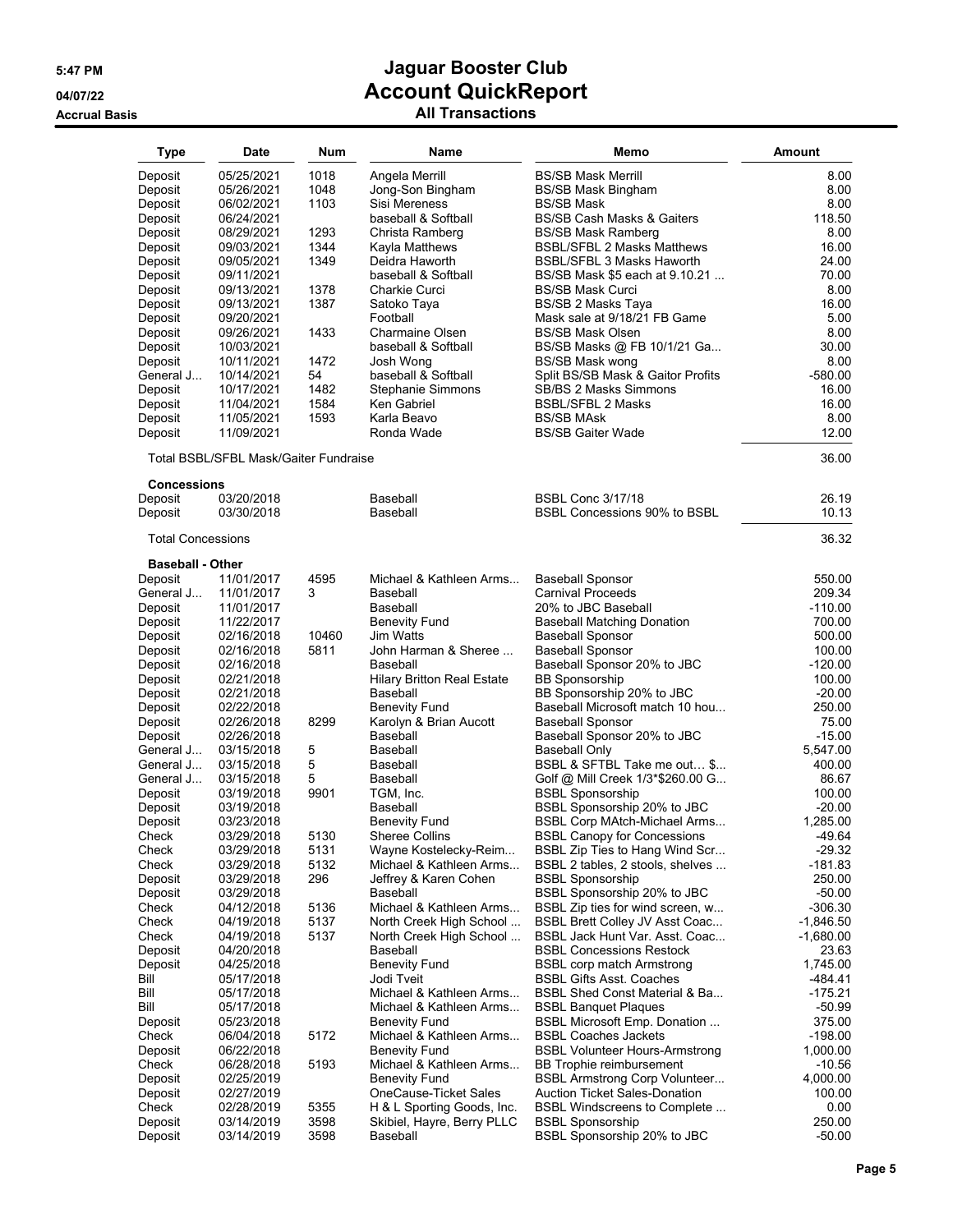# Jaguar Booster Club
## Account QuickReport
### All Transactions

5:47 PM
04/07/22
Accrual Basis

| Type | Date | Num | Name | Memo | Amount |
|---|---|---|---|---|---|
| Deposit | 05/25/2021 | 1018 | Angela Merrill | BS/SB Mask Merrill | 8.00 |
| Deposit | 05/26/2021 | 1048 | Jong-Son Bingham | BS/SB Mask Bingham | 8.00 |
| Deposit | 06/02/2021 | 1103 | Sisi Mereness | BS/SB Mask | 8.00 |
| Deposit | 06/24/2021 | | baseball & Softball | BS/SB Cash Masks & Gaiters | 118.50 |
| Deposit | 08/29/2021 | 1293 | Christa Ramberg | BS/SB Mask Ramberg | 8.00 |
| Deposit | 09/03/2021 | 1344 | Kayla Matthews | BSBL/SFBL 2 Masks Matthews | 16.00 |
| Deposit | 09/05/2021 | 1349 | Deidra Haworth | BSBL/SFBL 3 Masks Haworth | 24.00 |
| Deposit | 09/11/2021 | | baseball & Softball | BS/SB Mask $5 each at 9.10.21 ... | 70.00 |
| Deposit | 09/13/2021 | 1378 | Charkie Curci | BS/SB Mask Curci | 8.00 |
| Deposit | 09/13/2021 | 1387 | Satoko Taya | BS/SB 2 Masks Taya | 16.00 |
| Deposit | 09/20/2021 | | Football | Mask sale at 9/18/21 FB Game | 5.00 |
| Deposit | 09/26/2021 | 1433 | Charmaine Olsen | BS/SB Mask Olsen | 8.00 |
| Deposit | 10/03/2021 | | baseball & Softball | BS/SB Masks @ FB 10/1/21 Ga... | 30.00 |
| Deposit | 10/11/2021 | 1472 | Josh Wong | BS/SB Mask wong | 8.00 |
| General J... | 10/14/2021 | 54 | baseball & Softball | Split BS/SB Mask & Gaitor Profits | -580.00 |
| Deposit | 10/17/2021 | 1482 | Stephanie Simmons | SB/BS 2 Masks Simmons | 16.00 |
| Deposit | 11/04/2021 | 1584 | Ken Gabriel | BSBL/SFBL 2 Masks | 16.00 |
| Deposit | 11/05/2021 | 1593 | Karla Beavo | BS/SB MAsk | 8.00 |
| Deposit | 11/09/2021 | | Ronda Wade | BS/SB Gaiter Wade | 12.00 |
| **Total BSBL/SFBL Mask/Gaiter Fundraise** | | | | | 36.00 |
| **Concessions** | | | | | |
| Deposit | 03/20/2018 | | Baseball | BSBL Conc 3/17/18 | 26.19 |
| Deposit | 03/30/2018 | | Baseball | BSBL Concessions 90% to BSBL | 10.13 |
| **Total Concessions** | | | | | 36.32 |
| **Baseball - Other** | | | | | |
| Deposit | 11/01/2017 | 4595 | Michael & Kathleen Arms... | Baseball Sponsor | 550.00 |
| General J... | 11/01/2017 | 3 | Baseball | Carnival Proceeds | 209.34 |
| Deposit | 11/01/2017 | | Baseball | 20% to JBC Baseball | -110.00 |
| Deposit | 11/22/2017 | | Benevity Fund | Baseball Matching Donation | 700.00 |
| Deposit | 02/16/2018 | 10460 | Jim Watts | Baseball Sponsor | 500.00 |
| Deposit | 02/16/2018 | 5811 | John Harman & Sheree ... | Baseball Sponsor | 100.00 |
| Deposit | 02/16/2018 | | Baseball | Baseball Sponsor 20% to JBC | -120.00 |
| Deposit | 02/21/2018 | | Hilary Britton Real Estate | BB Sponsorship | 100.00 |
| Deposit | 02/21/2018 | | Baseball | BB Sponsorship 20% to JBC | -20.00 |
| Deposit | 02/22/2018 | | Benevity Fund | Baseball Microsoft match 10 hou... | 250.00 |
| Deposit | 02/26/2018 | 8299 | Karolyn & Brian Aucott | Baseball Sponsor | 75.00 |
| Deposit | 02/26/2018 | | Baseball | Baseball Sponsor 20% to JBC | -15.00 |
| General J... | 03/15/2018 | 5 | Baseball | Baseball Only | 5,547.00 |
| General J... | 03/15/2018 | 5 | Baseball | BSBL & SFTBL Take me out… $... | 400.00 |
| General J... | 03/15/2018 | 5 | Baseball | Golf @ Mill Creek 1/3*$260.00 G... | 86.67 |
| Deposit | 03/19/2018 | 9901 | TGM, Inc. | BSBL Sponsorship | 100.00 |
| Deposit | 03/19/2018 | | Baseball | BSBL Sponsorship 20% to JBC | -20.00 |
| Deposit | 03/23/2018 | | Benevity Fund | BSBL Corp MAtch-Michael Arms... | 1,285.00 |
| Check | 03/29/2018 | 5130 | Sheree Collins | BSBL Canopy for Concessions | -49.64 |
| Check | 03/29/2018 | 5131 | Wayne Kostelecky-Reim... | BSBL Zip Ties to Hang Wind Scr... | -29.32 |
| Check | 03/29/2018 | 5132 | Michael & Kathleen Arms... | BSBL 2 tables, 2 stools, shelves ... | -181.83 |
| Deposit | 03/29/2018 | 296 | Jeffrey & Karen Cohen | BSBL Sponsorship | 250.00 |
| Deposit | 03/29/2018 | | Baseball | BSBL Sponsorship 20% to JBC | -50.00 |
| Check | 04/12/2018 | 5136 | Michael & Kathleen Arms... | BSBL Zip ties for wind screen, w... | -306.30 |
| Check | 04/19/2018 | 5137 | North Creek High School ... | BSBL Brett Colley JV Asst Coac... | -1,846.50 |
| Check | 04/19/2018 | 5137 | North Creek High School ... | BSBL Jack Hunt Var. Asst. Coac... | -1,680.00 |
| Deposit | 04/20/2018 | | Baseball | BSBL Concessions Restock | 23.63 |
| Deposit | 04/25/2018 | | Benevity Fund | BSBL corp match Armstrong | 1,745.00 |
| Bill | 05/17/2018 | | Jodi Tveit | BSBL Gifts Asst. Coaches | -484.41 |
| Bill | 05/17/2018 | | Michael & Kathleen Arms... | BSBL Shed Const Material & Ba... | -175.21 |
| Bill | 05/17/2018 | | Michael & Kathleen Arms... | BSBL Banquet Plaques | -50.99 |
| Deposit | 05/23/2018 | | Benevity Fund | BSBL Microsoft Emp. Donation ... | 375.00 |
| Check | 06/04/2018 | 5172 | Michael & Kathleen Arms... | BSBL Coaches Jackets | -198.00 |
| Deposit | 06/22/2018 | | Benevity Fund | BSBL Volunteer Hours-Armstrong | 1,000.00 |
| Check | 06/28/2018 | 5193 | Michael & Kathleen Arms... | BB Trophie reimbursement | -10.56 |
| Deposit | 02/25/2019 | | Benevity Fund | BSBL Armstrong Corp Volunteer... | 4,000.00 |
| Deposit | 02/27/2019 | | OneCause-Ticket Sales | Auction Ticket Sales-Donation | 100.00 |
| Check | 02/28/2019 | 5355 | H & L Sporting Goods, Inc. | BSBL Windscreens to Complete ... | 0.00 |
| Deposit | 03/14/2019 | 3598 | Skibiel, Hayre, Berry PLLC | BSBL Sponsorship | 250.00 |
| Deposit | 03/14/2019 | 3598 | Baseball | BSBL Sponsorship 20% to JBC | -50.00 |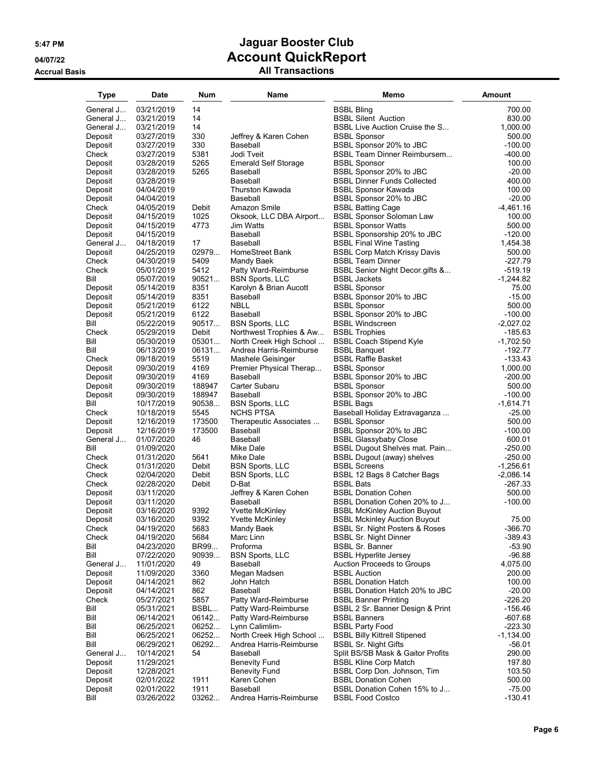# Jaguar Booster Club

## Account QuickReport

### All Transactions

5:47 PM
04/07/22
Accrual Basis

| Type | Date | Num | Name | Memo | Amount |
|---|---|---|---|---|---|
| General J... | 03/21/2019 | 14 | | BSBL Bling | 700.00 |
| General J... | 03/21/2019 | 14 | | BSBL Silent Auction | 830.00 |
| General J... | 03/21/2019 | 14 | | BSBL Live Auction Cruise the S... | 1,000.00 |
| Deposit | 03/27/2019 | 330 | Jeffrey & Karen Cohen | BSBL Sponsor | 500.00 |
| Deposit | 03/27/2019 | 330 | Baseball | BSBL Sponsor 20% to JBC | -100.00 |
| Check | 03/27/2019 | 5381 | Jodi Tveit | BSBL Team Dinner Reimbursem... | -400.00 |
| Deposit | 03/28/2019 | 5265 | Emerald Self Storage | BSBL Sponsor | 100.00 |
| Deposit | 03/28/2019 | 5265 | Baseball | BSBL Sponsor 20% to JBC | -20.00 |
| Deposit | 03/28/2019 | | Baseball | BSBL Dinner Funds Collected | 400.00 |
| Deposit | 04/04/2019 | | Thurston Kawada | BSBL Sponsor Kawada | 100.00 |
| Deposit | 04/04/2019 | | Baseball | BSBL Sponsor 20% to JBC | -20.00 |
| Check | 04/05/2019 | Debit | Amazon Smile | BSBL Batting Cage | -4,461.16 |
| Deposit | 04/15/2019 | 1025 | Oksook, LLC DBA Airport... | BSBL Sponsor Soloman Law | 100.00 |
| Deposit | 04/15/2019 | 4773 | Jim Watts | BSBL Sponsor Watts | 500.00 |
| Deposit | 04/15/2019 | | Baseball | BSBL Sponsorship 20% to JBC | -120.00 |
| General J... | 04/18/2019 | 17 | Baseball | BSBL Final Wine Tasting | 1,454.38 |
| Deposit | 04/25/2019 | 02979... | HomeStreet Bank | BSBL Corp Match Krissy Davis | 500.00 |
| Check | 04/30/2019 | 5409 | Mandy Baek | BSBL Team Dinner | -227.79 |
| Check | 05/01/2019 | 5412 | Patty Ward-Reimburse | BSBL Senior Night Decor.gifts &... | -519.19 |
| Bill | 05/07/2019 | 90521... | BSN Sports, LLC | BSBL Jackets | -1,244.82 |
| Deposit | 05/14/2019 | 8351 | Karolyn & Brian Aucott | BSBL Sponsor | 75.00 |
| Deposit | 05/14/2019 | 8351 | Baseball | BSBL Sponsor 20% to JBC | -15.00 |
| Deposit | 05/21/2019 | 6122 | NBLL | BSBL Sponsor | 500.00 |
| Deposit | 05/21/2019 | 6122 | Baseball | BSBL Sponsor 20% to JBC | -100.00 |
| Bill | 05/22/2019 | 90517... | BSN Sports, LLC | BSBL Windscreen | -2,027.02 |
| Check | 05/29/2019 | Debit | Northwest Trophies & Aw... | BSBL Trophies | -185.63 |
| Bill | 05/30/2019 | 05301... | North Creek High School ... | BSBL Coach Stipend Kyle | -1,702.50 |
| Bill | 06/13/2019 | 06131... | Andrea Harris-Reimburse | BSBL Banquet | -192.77 |
| Check | 09/18/2019 | 5519 | Mashele Geisinger | BSBL Raffle Basket | -133.43 |
| Deposit | 09/30/2019 | 4169 | Premier Physical Therap... | BSBL Sponsor | 1,000.00 |
| Deposit | 09/30/2019 | 4169 | Baseball | BSBL Sponsor 20% to JBC | -200.00 |
| Deposit | 09/30/2019 | 188947 | Carter Subaru | BSBL Sponsor | 500.00 |
| Deposit | 09/30/2019 | 188947 | Baseball | BSBL Sponsor 20% to JBC | -100.00 |
| Bill | 10/17/2019 | 90538... | BSN Sports, LLC | BSBL Bags | -1,614.71 |
| Check | 10/18/2019 | 5545 | NCHS PTSA | Baseball Holiday Extravaganza ... | -25.00 |
| Deposit | 12/16/2019 | 173500 | Therapeutic Associates ... | BSBL Sponsor | 500.00 |
| Deposit | 12/16/2019 | 173500 | Baseball | BSBL Sponsor 20% to JBC | -100.00 |
| General J... | 01/07/2020 | 46 | Baseball | BSBL Glassybaby Close | 600.01 |
| Bill | 01/09/2020 | | Mike Dale | BSBL Dugout Shelves mat. Pain... | -250.00 |
| Check | 01/31/2020 | 5641 | Mike Dale | BSBL Dugout (away) shelves | -250.00 |
| Check | 01/31/2020 | Debit | BSN Sports, LLC | BSBL Screens | -1,256.61 |
| Check | 02/04/2020 | Debit | BSN Sports, LLC | BSBL 12 Bags 8 Catcher Bags | -2,086.14 |
| Check | 02/28/2020 | Debit | D-Bat | BSBL Bats | -267.33 |
| Deposit | 03/11/2020 | | Jeffrey & Karen Cohen | BSBL Donation Cohen | 500.00 |
| Deposit | 03/11/2020 | | Baseball | BSBL Donation Cohen 20% to J... | -100.00 |
| Deposit | 03/16/2020 | 9392 | Yvette McKinley | BSBL McKinley Auction Buyout | |
| Deposit | 03/16/2020 | 9392 | Yvette McKinley | BSBL Mckinley Auction Buyout | 75.00 |
| Check | 04/19/2020 | 5683 | Mandy Baek | BSBL Sr. Night Posters & Roses | -366.70 |
| Check | 04/19/2020 | 5684 | Marc Linn | BSBL Sr. Night Dinner | -389.43 |
| Bill | 04/23/2020 | BR99... | Proforma | BSBL Sr. Banner | -53.90 |
| Bill | 07/22/2020 | 90939... | BSN Sports, LLC | BSBL Hyperlite Jersey | -96.88 |
| General J... | 11/01/2020 | 49 | Baseball | Auction Proceeds to Groups | 4,075.00 |
| Deposit | 11/09/2020 | 3360 | Megan Madsen | BSBL Auction | 200.00 |
| Deposit | 04/14/2021 | 862 | John Hatch | BSBL Donation Hatch | 100.00 |
| Deposit | 04/14/2021 | 862 | Baseball | BSBL Donation Hatch 20% to JBC | -20.00 |
| Check | 05/27/2021 | 5857 | Patty Ward-Reimburse | BSBL Banner Printing | -226.20 |
| Bill | 05/31/2021 | BSBL... | Patty Ward-Reimburse | BSBL 2 Sr. Banner Design & Print | -156.46 |
| Bill | 06/14/2021 | 06142... | Patty Ward-Reimburse | BSBL Banners | -607.68 |
| Bill | 06/25/2021 | 06252... | Lynn Calimlim- | BSBL Party Food | -223.30 |
| Bill | 06/25/2021 | 06252... | North Creek High School ... | BSBL Billy Kittrell Stipened | -1,134.00 |
| Bill | 06/29/2021 | 06292... | Andrea Harris-Reimburse | BSBL Sr. Night Gifts | -56.01 |
| General J... | 10/14/2021 | 54 | Baseball | Split BS/SB Mask & Gaitor Profits | 290.00 |
| Deposit | 11/29/2021 | | Benevity Fund | BSBL Kline Corp Match | 197.80 |
| Deposit | 12/28/2021 | | Benevity Fund | BSBL Corp Don. Johnson, Tim | 103.50 |
| Deposit | 02/01/2022 | 1911 | Karen Cohen | BSBL Donation Cohen | 500.00 |
| Deposit | 02/01/2022 | 1911 | Baseball | BSBL Donation Cohen 15% to J... | -75.00 |
| Bill | 03/26/2022 | 03262... | Andrea Harris-Reimburse | BSBL Food Costco | -130.41 |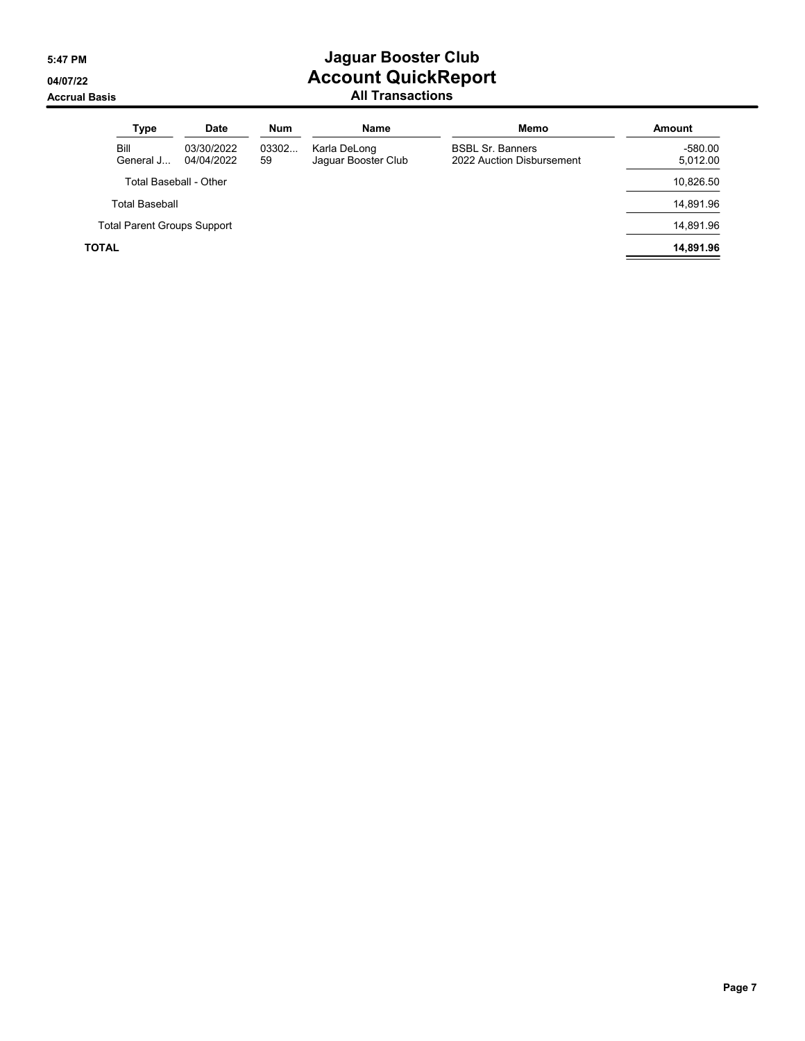# Jaguar Booster Club
## Account QuickReport
### All Transactions

5:47 PM
04/07/22
Accrual Basis

| Type | Date | Num | Name | Memo | Amount |
|---|---|---|---|---|---|
| Bill | 03/30/2022 | 03302... | Karla DeLong | BSBL Sr. Banners | -580.00 |
| General J... | 04/04/2022 | 59 | Jaguar Booster Club | 2022 Auction Disbursement | 5,012.00 |
| Total Baseball - Other | | | | | 10,826.50 |
| Total Baseball | | | | | 14,891.96 |
| Total Parent Groups Support | | | | | 14,891.96 |
| **TOTAL** | | | | | **14,891.96** |